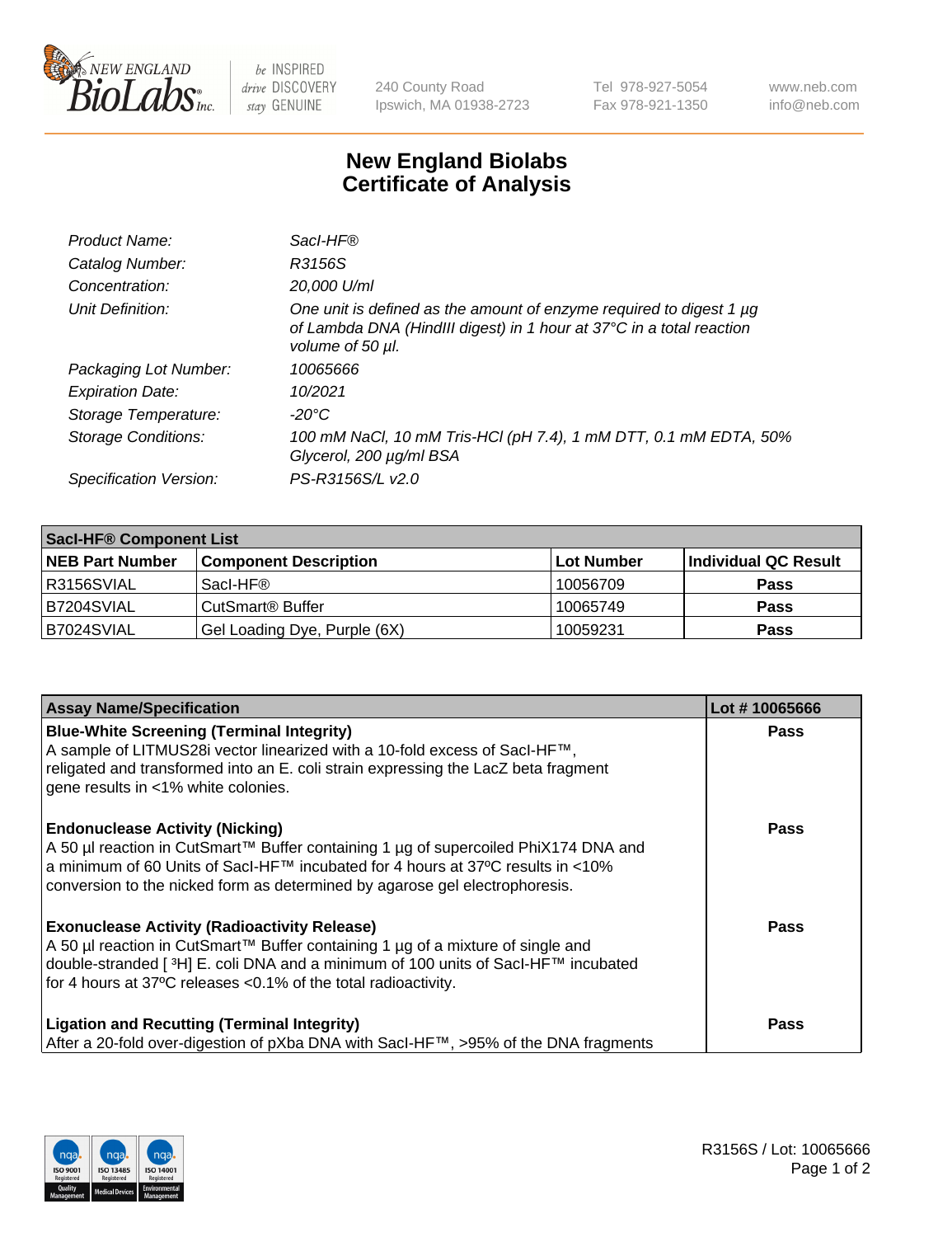# New England Biolabs Certificate of Analysis

| | |
|---|---|
| *Product Name:* | *SacI-HF®* |
| *Catalog Number:* | *R3156S* |
| *Concentration:* | *20,000 U/ml* |
| *Unit Definition:* | *One unit is defined as the amount of enzyme required to digest 1 µg of Lambda DNA (HindIII digest) in 1 hour at 37°C in a total reaction volume of 50 µl.* |
| *Packaging Lot Number:* | *10065666* |
| *Expiration Date:* | *10/2021* |
| *Storage Temperature:* | *-20°C* |
| *Storage Conditions:* | *100 mM NaCl, 10 mM Tris-HCl (pH 7.4), 1 mM DTT, 0.1 mM EDTA, 50% Glycerol, 200 µg/ml BSA* |
| *Specification Version:* | *PS-R3156S/L v2.0* |

| **SacI-HF® Component List** | | | |
|---|---|---|---|
| **NEB Part Number** | **Component Description** | **Lot Number** | **Individual QC Result** |
| R3156SVIAL | SacI-HF® | 10056709 | **Pass** |
| B7204SVIAL | CutSmart® Buffer | 10065749 | **Pass** |
| B7024SVIAL | Gel Loading Dye, Purple (6X) | 10059231 | **Pass** |

| **Assay Name/Specification** | **Lot # 10065666** |
|---|---|
| **Blue-White Screening (Terminal Integrity)** A sample of LITMUS28i vector linearized with a 10-fold excess of SacI-HF™, religated and transformed into an E. coli strain expressing the LacZ beta fragment gene results in <1% white colonies. | **Pass** |
| **Endonuclease Activity (Nicking)** A 50 µl reaction in CutSmart™ Buffer containing 1 µg of supercoiled PhiX174 DNA and a minimum of 60 Units of SacI-HF™ incubated for 4 hours at 37ºC results in <10% conversion to the nicked form as determined by agarose gel electrophoresis. | **Pass** |
| **Exonuclease Activity (Radioactivity Release)** A 50 µl reaction in CutSmart™ Buffer containing 1 µg of a mixture of single and double-stranded [ $^3$H] E. coli DNA and a minimum of 100 units of SacI-HF™ incubated for 4 hours at 37ºC releases <0.1% of the total radioactivity. | **Pass** |
| **Ligation and Recutting (Terminal Integrity)** After a 20-fold over-digestion of pXba DNA with SacI-HF™, >95% of the DNA fragments | **Pass** |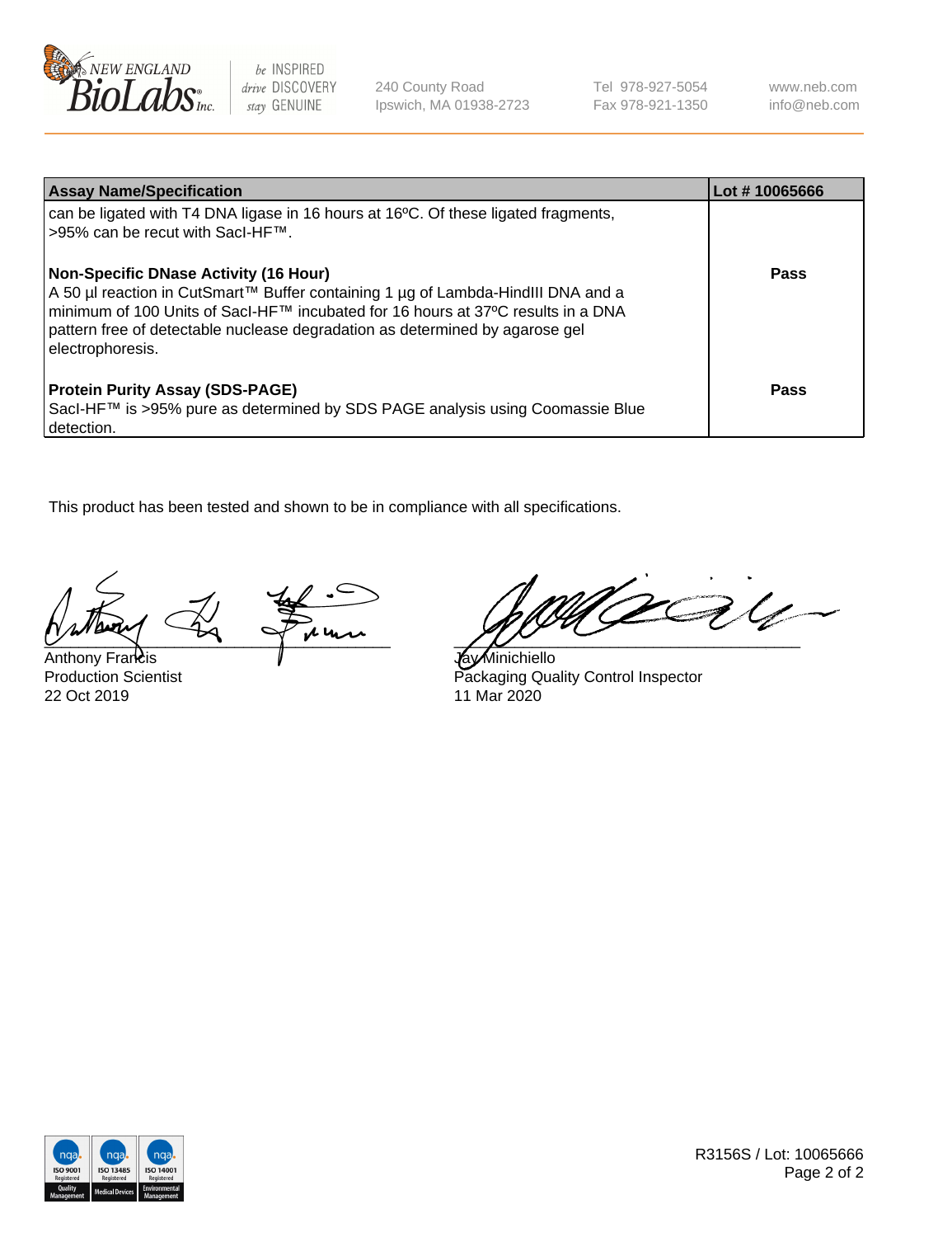NEW ENGLAND BioLabs Inc. — be INSPIRED drive DISCOVERY stay GENUINE

240 County Road
Ipswich, MA 01938-2723

Tel 978-927-5054
Fax 978-921-1350

www.neb.com
info@neb.com

| Assay Name/Specification | Lot # 10065666 |
| --- | --- |
| can be ligated with T4 DNA ligase in 16 hours at 16ºC. Of these ligated fragments, >95% can be recut with SacI-HF™. | |
| **Non-Specific DNase Activity (16 Hour)**<br>A 50 µl reaction in CutSmart™ Buffer containing 1 µg of Lambda-HindIII DNA and a minimum of 100 Units of SacI-HF™ incubated for 16 hours at 37ºC results in a DNA pattern free of detectable nuclease degradation as determined by agarose gel electrophoresis. | **Pass** |
| **Protein Purity Assay (SDS-PAGE)**<br>SacI-HF™ is >95% pure as determined by SDS PAGE analysis using Coomassie Blue detection. | **Pass** |

This product has been tested and shown to be in compliance with all specifications.

Anthony Francis
Production Scientist
22 Oct 2019

Jay Minichiello
Packaging Quality Control Inspector
11 Mar 2020

R3156S / Lot: 10065666